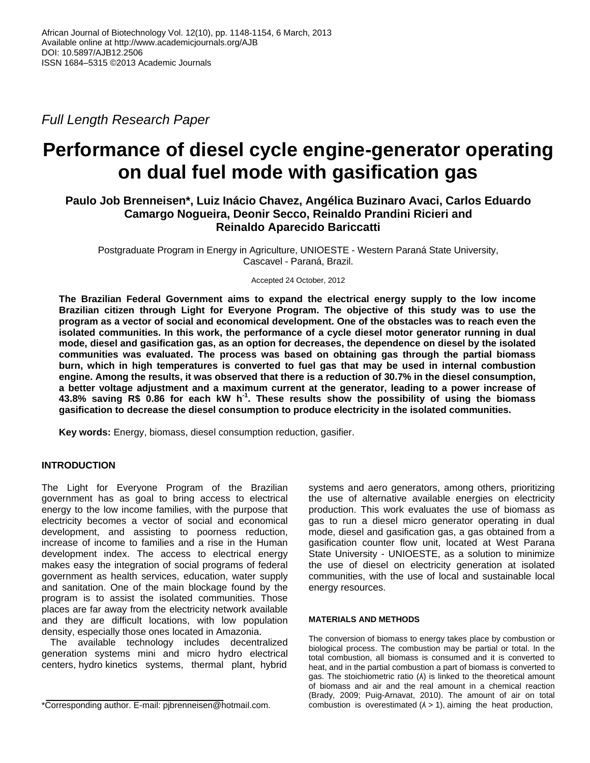*Full Length Research Paper*

# Performance of diesel cycle engine-generator operating on dual fuel mode with gasification gas

**Paulo Job Brenneisen\*, Luiz Inácio Chavez, Angélica Buzinaro Avaci, Carlos Eduardo Camargo Nogueira, Deonir Secco, Reinaldo Prandini Ricieri and Reinaldo Aparecido Bariccatti**

Postgraduate Program in Energy in Agriculture, UNIOESTE - Western Paraná State University, Cascavel - Paraná, Brazil.

Accepted 24 October, 2012

**The Brazilian Federal Government aims to expand the electrical energy supply to the low income Brazilian citizen through Light for Everyone Program. The objective of this study was to use the program as a vector of social and economical development. One of the obstacles was to reach even the isolated communities. In this work, the performance of a cycle diesel motor generator running in dual mode, diesel and gasification gas, as an option for decreases, the dependence on diesel by the isolated communities was evaluated. The process was based on obtaining gas through the partial biomass burn, which in high temperatures is converted to fuel gas that may be used in internal combustion engine. Among the results, it was observed that there is a reduction of 30.7% in the diesel consumption, a better voltage adjustment and a maximum current at the generator, leading to a power increase of 43.8% saving R$ 0.86 for each kW $h^{-1}$. These results show the possibility of using the biomass gasification to decrease the diesel consumption to produce electricity in the isolated communities.**

**Key words:** Energy, biomass, diesel consumption reduction, gasifier.

## INTRODUCTION

The Light for Everyone Program of the Brazilian government has as goal to bring access to electrical energy to the low income families, with the purpose that electricity becomes a vector of social and economical development, and assisting to poorness reduction, increase of income to families and a rise in the Human development index. The access to electrical energy makes easy the integration of social programs of federal government as health services, education, water supply and sanitation. One of the main blockage found by the program is to assist the isolated communities. Those places are far away from the electricity network available and they are difficult locations, with low population density, especially those ones located in Amazonia.

The available technology includes decentralized generation systems mini and micro hydro electrical centers, hydro kinetics systems, thermal plant, hybrid systems and aero generators, among others, prioritizing the use of alternative available energies on electricity production. This work evaluates the use of biomass as gas to run a diesel micro generator operating in dual mode, diesel and gasification gas, a gas obtained from a gasification counter flow unit, located at West Parana State University - UNIOESTE, as a solution to minimize the use of diesel on electricity generation at isolated communities, with the use of local and sustainable local energy resources.

## MATERIALS AND METHODS

The conversion of biomass to energy takes place by combustion or biological process. The combustion may be partial or total. In the total combustion, all biomass is consumed and it is converted to heat, and in the partial combustion a part of biomass is converted to gas. The stoichiometric ratio (ʎ) is linked to the theoretical amount of biomass and air and the real amount in a chemical reaction (Brady, 2009; Puig-Arnavat, 2010). The amount of air on total combustion is overestimated (ʎ > 1), aiming the heat production,

\*Corresponding author. E-mail: pjbrenneisen@hotmail.com.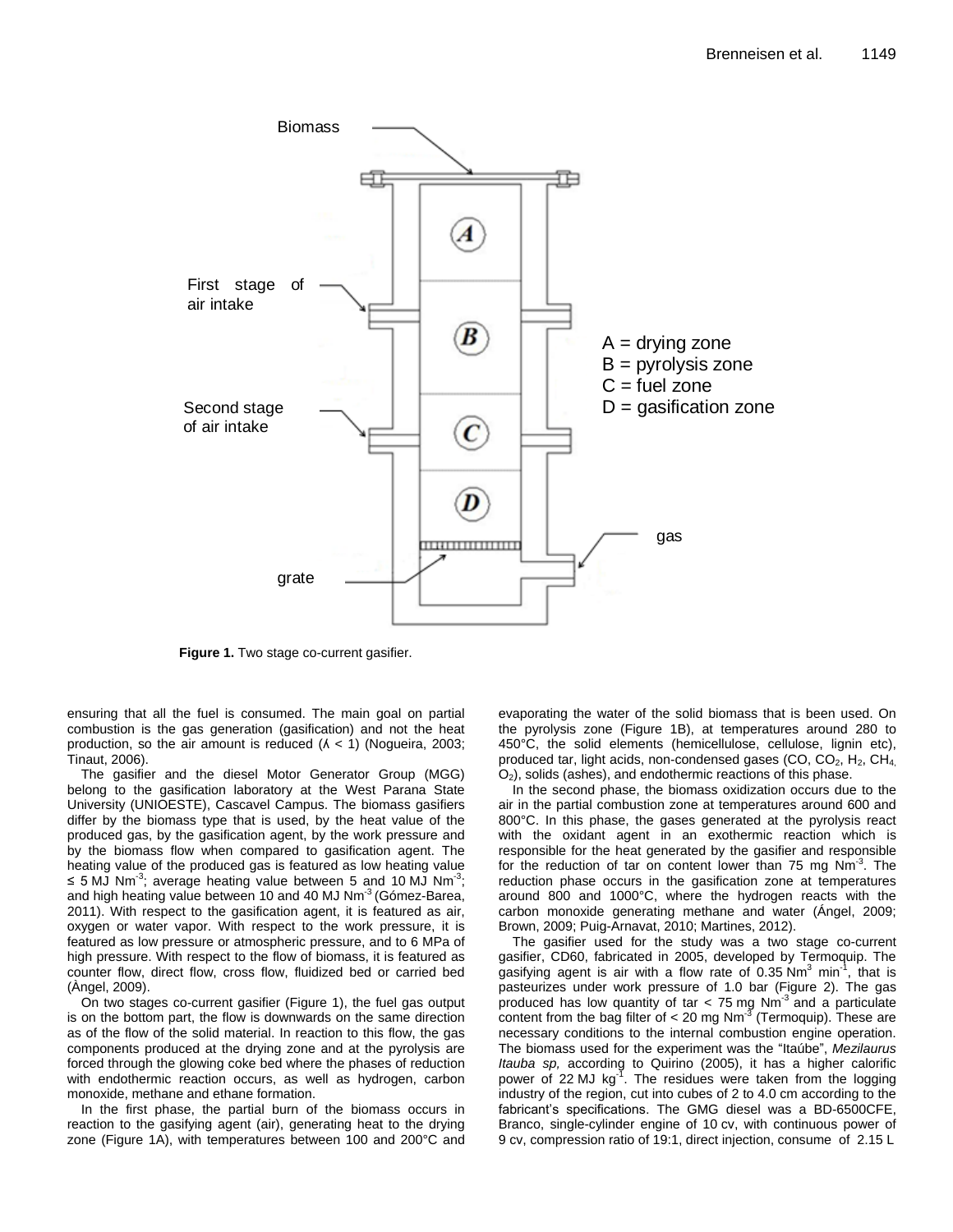Figure 1. Two stage co-current gasifier.

ensuring that all the fuel is consumed. The main goal on partial combustion is the gas generation (gasification) and not the heat production, so the air amount is reduced (ʎ < 1) (Nogueira, 2003; Tinaut, 2006).

The gasifier and the diesel Motor Generator Group (MGG) belong to the gasification laboratory at the West Parana State University (UNIOESTE), Cascavel Campus. The biomass gasifiers differ by the biomass type that is used, by the heat value of the produced gas, by the gasification agent, by the work pressure and by the biomass flow when compared to gasification agent. The heating value of the produced gas is featured as low heating value ≤ 5 MJ $Nm^{-3}$; average heating value between 5 and 10 MJ $Nm^{-3}$; and high heating value between 10 and 40 MJ $Nm^{-3}$ (Gómez-Barea, 2011). With respect to the gasification agent, it is featured as air, oxygen or water vapor. With respect to the work pressure, it is featured as low pressure or atmospheric pressure, and to 6 MPa of high pressure. With respect to the flow of biomass, it is featured as counter flow, direct flow, cross flow, fluidized bed or carried bed (Àngel, 2009).

On two stages co-current gasifier (Figure 1), the fuel gas output is on the bottom part, the flow is downwards on the same direction as of the flow of the solid material. In reaction to this flow, the gas components produced at the drying zone and at the pyrolysis are forced through the glowing coke bed where the phases of reduction with endothermic reaction occurs, as well as hydrogen, carbon monoxide, methane and ethane formation.

In the first phase, the partial burn of the biomass occurs in reaction to the gasifying agent (air), generating heat to the drying zone (Figure 1A), with temperatures between 100 and 200°C and evaporating the water of the solid biomass that is been used. On the pyrolysis zone (Figure 1B), at temperatures around 280 to 450°C, the solid elements (hemicellulose, cellulose, lignin etc), produced tar, light acids, non-condensed gases (CO, $CO_2$, $H_2$, $CH_4$, $O_2$), solids (ashes), and endothermic reactions of this phase.

In the second phase, the biomass oxidization occurs due to the air in the partial combustion zone at temperatures around 600 and 800°C. In this phase, the gases generated at the pyrolysis react with the oxidant agent in an exothermic reaction which is responsible for the heat generated by the gasifier and responsible for the reduction of tar on content lower than 75 mg $Nm^{-3}$. The reduction phase occurs in the gasification zone at temperatures around 800 and 1000°C, where the hydrogen reacts with the carbon monoxide generating methane and water (Ángel, 2009; Brown, 2009; Puig-Arnavat, 2010; Martines, 2012).

The gasifier used for the study was a two stage co-current gasifier, CD60, fabricated in 2005, developed by Termoquip. The gasifying agent is air with a flow rate of 0.35 $Nm^3$ $min^{-1}$, that is pasteurizes under work pressure of 1.0 bar (Figure 2). The gas produced has low quantity of tar < 75 mg $Nm^{-3}$ and a particulate content from the bag filter of < 20 mg $Nm^{-3}$ (Termoquip). These are necessary conditions to the internal combustion engine operation. The biomass used for the experiment was the "Itaúbe", *Mezilaurus Itauba sp,* according to Quirino (2005), it has a higher calorific power of 22 MJ $kg^{-1}$. The residues were taken from the logging industry of the region, cut into cubes of 2 to 4.0 cm according to the fabricant's specifications. The GMG diesel was a BD-6500CFE, Branco, single-cylinder engine of 10 cv, with continuous power of 9 cv, compression ratio of 19:1, direct injection, consume of 2.15 L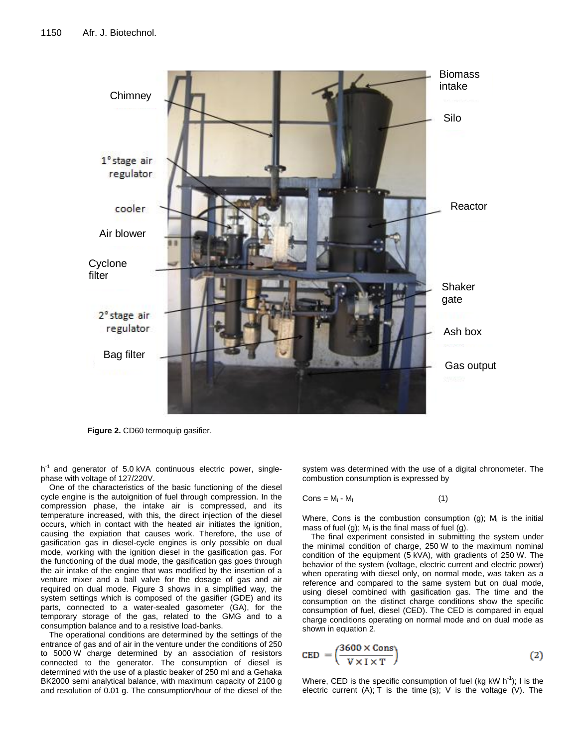Figure 2. CD60 termoquip gasifier.

$h^{-1}$ and generator of 5.0 kVA continuous electric power, single-phase with voltage of 127/220V.

One of the characteristics of the basic functioning of the diesel cycle engine is the autoignition of fuel through compression. In the compression phase, the intake air is compressed, and its temperature increased, with this, the direct injection of the diesel occurs, which in contact with the heated air initiates the ignition, causing the expiation that causes work. Therefore, the use of gasification gas in diesel-cycle engines is only possible on dual mode, working with the ignition diesel in the gasification gas. For the functioning of the dual mode, the gasification gas goes through the air intake of the engine that was modified by the insertion of a venture mixer and a ball valve for the dosage of gas and air required on dual mode. Figure 3 shows in a simplified way, the system settings which is composed of the gasifier (GDE) and its parts, connected to a water-sealed gasometer (GA), for the temporary storage of the gas, related to the GMG and to a consumption balance and to a resistive load-banks.

The operational conditions are determined by the settings of the entrance of gas and of air in the venture under the conditions of 250 to 5000 W charge determined by an association of resistors connected to the generator. The consumption of diesel is determined with the use of a plastic beaker of 250 ml and a Gehaka BK2000 semi analytical balance, with maximum capacity of 2100 g and resolution of 0.01 g. The consumption/hour of the diesel of the system was determined with the use of a digital chronometer. The combustion consumption is expressed by

$$Cons = M_i - M_f \quad (1)$$

Where, Cons is the combustion consumption (g); $M_i$ is the initial mass of fuel (g); $M_f$ is the final mass of fuel (g).

The final experiment consisted in submitting the system under the minimal condition of charge, 250 W to the maximum nominal condition of the equipment (5 kVA), with gradients of 250 W. The behavior of the system (voltage, electric current and electric power) when operating with diesel only, on normal mode, was taken as a reference and compared to the same system but on dual mode, using diesel combined with gasification gas. The time and the consumption on the distinct charge conditions show the specific consumption of fuel, diesel (CED). The CED is compared in equal charge conditions operating on normal mode and on dual mode as shown in equation 2.

$$CED = \left(\frac{3600 \times Cons}{V \times I \times T}\right) \quad (2)$$

Where, CED is the specific consumption of fuel (kg kW $h^{-1}$); I is the electric current (A); T is the time (s); V is the voltage (V). The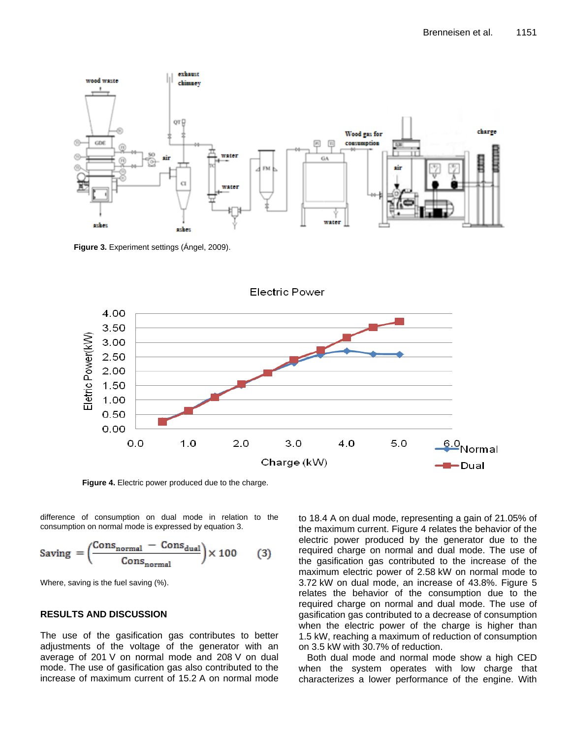**Figure 3.** Experiment settings (Ángel, 2009).

**Figure 4.** Electric power produced due to the charge.

difference of consumption on dual mode in relation to the consumption on normal mode is expressed by equation 3.

$$\text{Saving} = \left(\frac{\text{Cons}_{\text{normal}} - \text{Cons}_{\text{dual}}}{\text{Cons}_{\text{normal}}}\right) \times 100 \qquad (3)$$

Where, saving is the fuel saving (%).

## RESULTS AND DISCUSSION

The use of the gasification gas contributes to better adjustments of the voltage of the generator with an average of 201 V on normal mode and 208 V on dual mode. The use of gasification gas also contributed to the increase of maximum current of 15.2 A on normal mode to 18.4 A on dual mode, representing a gain of 21.05% of the maximum current. Figure 4 relates the behavior of the electric power produced by the generator due to the required charge on normal and dual mode. The use of the gasification gas contributed to the increase of the maximum electric power of 2.58 kW on normal mode to 3.72 kW on dual mode, an increase of 43.8%. Figure 5 relates the behavior of the consumption due to the required charge on normal and dual mode. The use of gasification gas contributed to a decrease of consumption when the electric power of the charge is higher than 1.5 kW, reaching a maximum of reduction of consumption on 3.5 kW with 30.7% of reduction.

Both dual mode and normal mode show a high CED when the system operates with low charge that characterizes a lower performance of the engine. With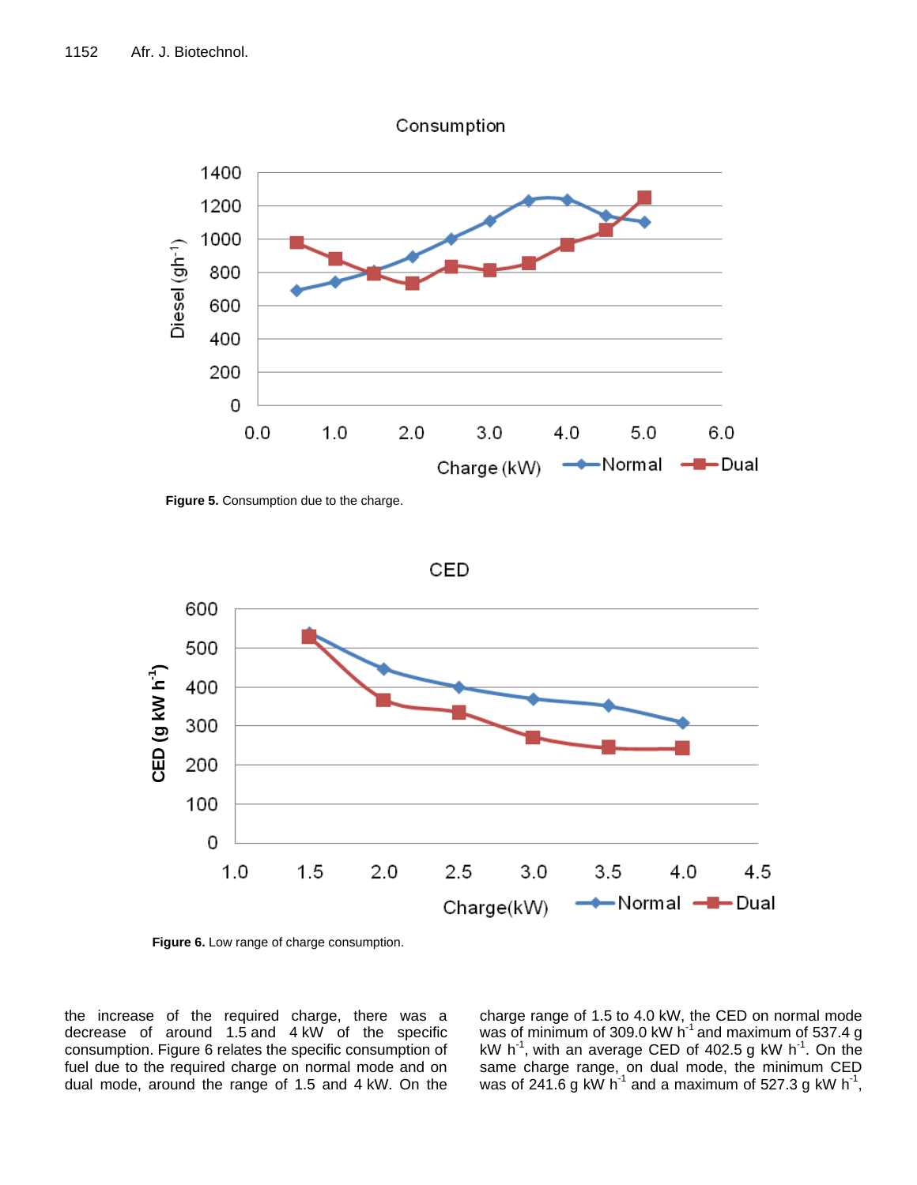Figure 5. Consumption due to the charge.

Figure 6. Low range of charge consumption.

the increase of the required charge, there was a decrease of around 1.5 and 4 kW of the specific consumption. Figure 6 relates the specific consumption of fuel due to the required charge on normal mode and on dual mode, around the range of 1.5 and 4 kW. On the charge range of 1.5 to 4.0 kW, the CED on normal mode was of minimum of 309.0 kW $h^{-1}$ and maximum of 537.4 g kW $h^{-1}$, with an average CED of 402.5 g kW $h^{-1}$. On the same charge range, on dual mode, the minimum CED was of 241.6 g kW $h^{-1}$ and a maximum of 527.3 g kW $h^{-1}$,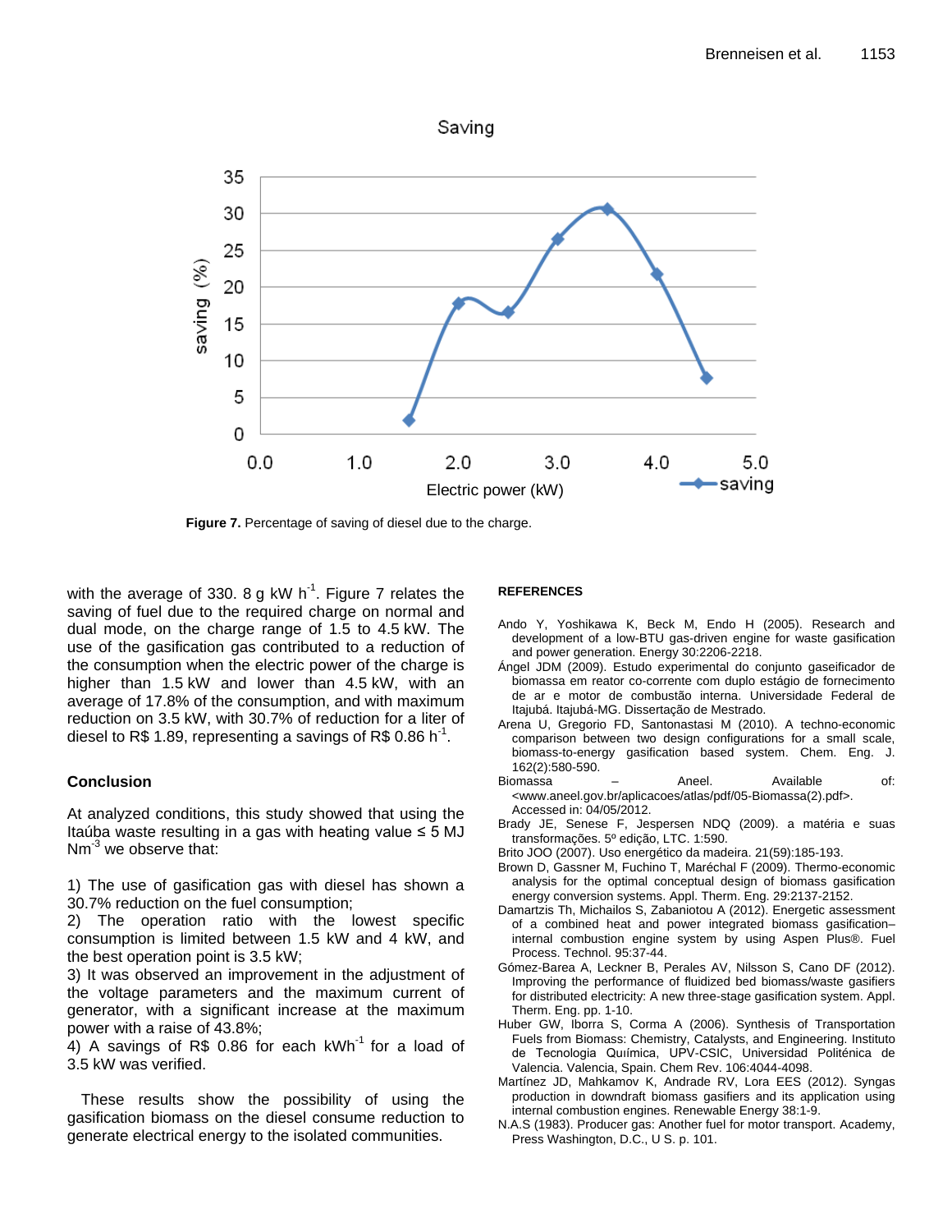Figure 7. Percentage of saving of diesel due to the charge.

with the average of 330. 8 g kW $h^{-1}$. Figure 7 relates the saving of fuel due to the required charge on normal and dual mode, on the charge range of 1.5 to 4.5 kW. The use of the gasification gas contributed to a reduction of the consumption when the electric power of the charge is higher than 1.5 kW and lower than 4.5 kW, with an average of 17.8% of the consumption, and with maximum reduction on 3.5 kW, with 30.7% of reduction for a liter of diesel to R$ 1.89, representing a savings of R$ 0.86 $h^{-1}$.

## Conclusion

At analyzed conditions, this study showed that using the Itaúba waste resulting in a gas with heating value ≤ 5 MJ $Nm^{-3}$ we observe that:

1) The use of gasification gas with diesel has shown a 30.7% reduction on the fuel consumption;
2) The operation ratio with the lowest specific consumption is limited between 1.5 kW and 4 kW, and the best operation point is 3.5 kW;
3) It was observed an improvement in the adjustment of the voltage parameters and the maximum current of generator, with a significant increase at the maximum power with a raise of 43.8%;
4) A savings of R$ 0.86 for each $kWh^{-1}$ for a load of 3.5 kW was verified.

These results show the possibility of using the gasification biomass on the diesel consume reduction to generate electrical energy to the isolated communities.

## REFERENCES

Ando Y, Yoshikawa K, Beck M, Endo H (2005). Research and development of a low-BTU gas-driven engine for waste gasification and power generation. Energy 30:2206-2218.

Ángel JDM (2009). Estudo experimental do conjunto gaseificador de biomassa em reator co-corrente com duplo estágio de fornecimento de ar e motor de combustão interna. Universidade Federal de Itajubá. Itajubá-MG. Dissertação de Mestrado.

Arena U, Gregorio FD, Santonastasi M (2010). A techno-economic comparison between two design configurations for a small scale, biomass-to-energy gasification based system. Chem. Eng. J. 162(2):580-590.

Biomassa – Aneel. Available of: <www.aneel.gov.br/aplicacoes/atlas/pdf/05-Biomassa(2).pdf>. Accessed in: 04/05/2012.

Brady JE, Senese F, Jespersen NDQ (2009). a matéria e suas transformações. 5º edição, LTC. 1:590.

Brito JOO (2007). Uso energético da madeira. 21(59):185-193.

Brown D, Gassner M, Fuchino T, Maréchal F (2009). Thermo-economic analysis for the optimal conceptual design of biomass gasification energy conversion systems. Appl. Therm. Eng. 29:2137-2152.

Damartzis Th, Michailos S, Zabaniotou A (2012). Energetic assessment of a combined heat and power integrated biomass gasification–internal combustion engine system by using Aspen Plus®. Fuel Process. Technol. 95:37-44.

Gómez-Barea A, Leckner B, Perales AV, Nilsson S, Cano DF (2012). Improving the performance of fluidized bed biomass/waste gasifiers for distributed electricity: A new three-stage gasification system. Appl. Therm. Eng. pp. 1-10.

Huber GW, Iborra S, Corma A (2006). Synthesis of Transportation Fuels from Biomass: Chemistry, Catalysts, and Engineering. Instituto de Tecnologia Química, UPV-CSIC, Universidad Politénica de Valencia. Valencia, Spain. Chem Rev. 106:4044-4098.

Martínez JD, Mahkamov K, Andrade RV, Lora EES (2012). Syngas production in downdraft biomass gasifiers and its application using internal combustion engines. Renewable Energy 38:1-9.

N.A.S (1983). Producer gas: Another fuel for motor transport. Academy, Press Washington, D.C., U S. p. 101.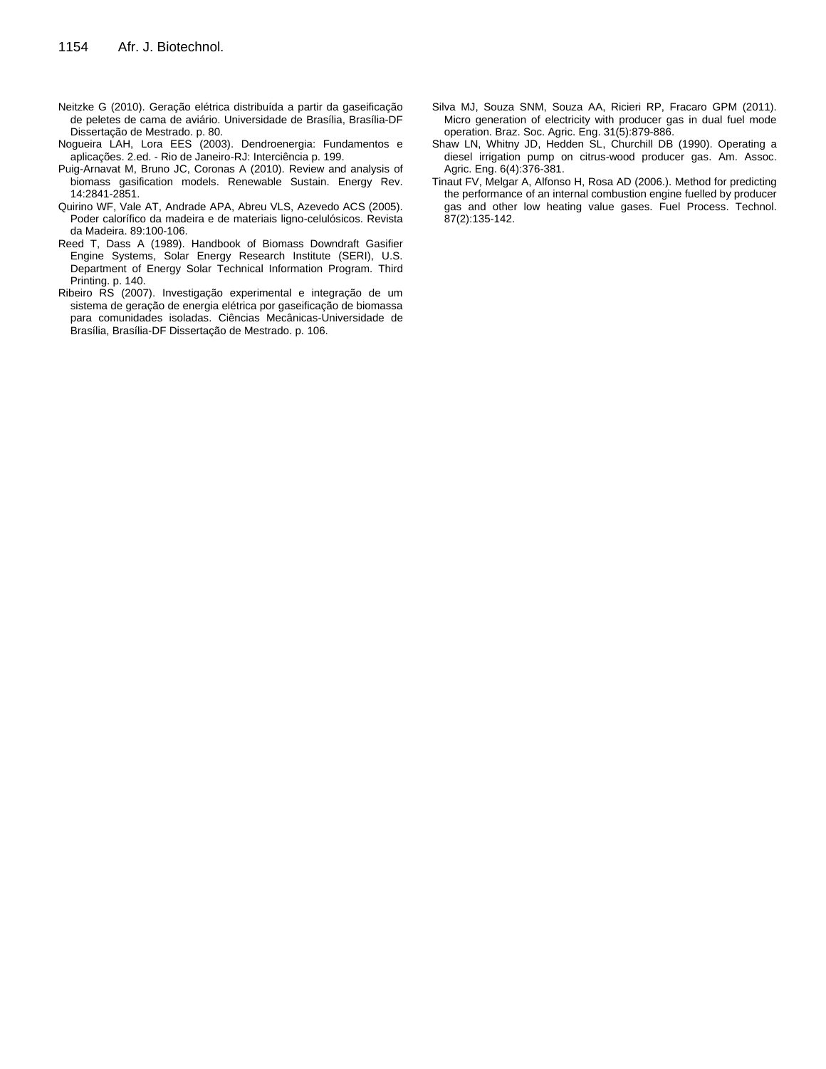Neitzke G (2010). Geração elétrica distribuída a partir da gaseificação de peletes de cama de aviário. Universidade de Brasília, Brasília-DF Dissertação de Mestrado. p. 80.

Nogueira LAH, Lora EES (2003). Dendroenergia: Fundamentos e aplicações. 2.ed. - Rio de Janeiro-RJ: Interciência p. 199.

Puig-Arnavat M, Bruno JC, Coronas A (2010). Review and analysis of biomass gasification models. Renewable Sustain. Energy Rev. 14:2841-2851.

Quirino WF, Vale AT, Andrade APA, Abreu VLS, Azevedo ACS (2005). Poder calorífico da madeira e de materiais ligno-celulósicos. Revista da Madeira. 89:100-106.

Reed T, Dass A (1989). Handbook of Biomass Downdraft Gasifier Engine Systems, Solar Energy Research Institute (SERI), U.S. Department of Energy Solar Technical Information Program. Third Printing. p. 140.

Ribeiro RS (2007). Investigação experimental e integração de um sistema de geração de energia elétrica por gaseificação de biomassa para comunidades isoladas. Ciências Mecânicas-Universidade de Brasília, Brasília-DF Dissertação de Mestrado. p. 106.

Silva MJ, Souza SNM, Souza AA, Ricieri RP, Fracaro GPM (2011). Micro generation of electricity with producer gas in dual fuel mode operation. Braz. Soc. Agric. Eng. 31(5):879-886.

Shaw LN, Whitny JD, Hedden SL, Churchill DB (1990). Operating a diesel irrigation pump on citrus-wood producer gas. Am. Assoc. Agric. Eng. 6(4):376-381.

Tinaut FV, Melgar A, Alfonso H, Rosa AD (2006.). Method for predicting the performance of an internal combustion engine fuelled by producer gas and other low heating value gases. Fuel Process. Technol. 87(2):135-142.